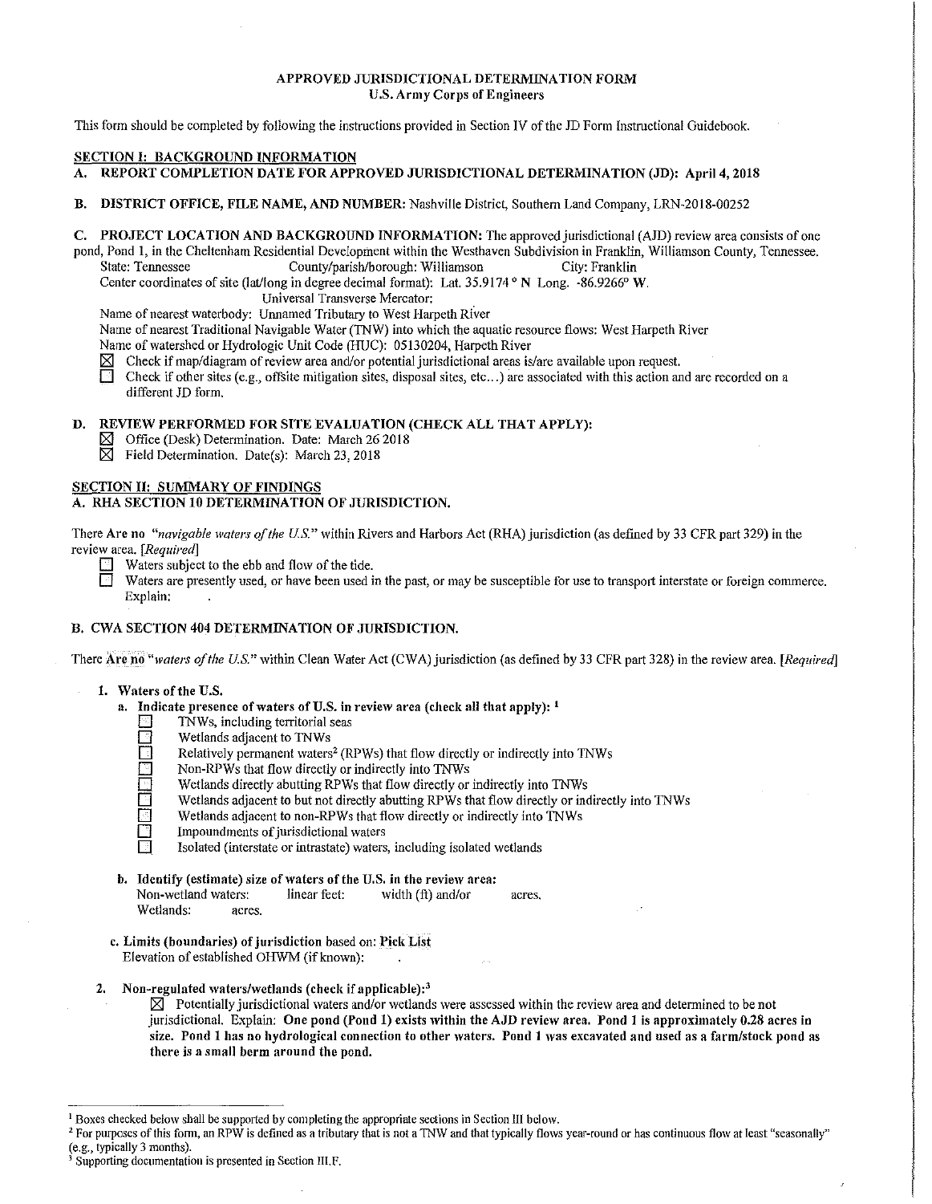# APPROVED JURISDICTIONAL DETERMINATION FORM
## U.S. Army Corps of Engineers

This form should be completed by following the instructions provided in Section IV of the JD Form Instructional Guidebook.

## SECTION I: BACKGROUND INFORMATION

**A. REPORT COMPLETION DATE FOR APPROVED JURISDICTIONAL DETERMINATION (JD): April 4, 2018**

**B. DISTRICT OFFICE, FILE NAME, AND NUMBER:** Nashville District, Southern Land Company, LRN-2018-00252

**C. PROJECT LOCATION AND BACKGROUND INFORMATION:** The approved jurisdictional (AJD) review area consists of one pond, Pond 1, in the Cheltenham Residential Development within the Westhaven Subdivision in Franklin, Williamson County, Tennessee.

State: Tennessee County/parish/borough: Williamson City: Franklin

Center coordinates of site (lat/long in degree decimal format): Lat. 35.9174 ° N Long. -86.9266° W.

Universal Transverse Mercator:

Name of nearest waterbody: Unnamed Tributary to West Harpeth River

Name of nearest Traditional Navigable Water (TNW) into which the aquatic resource flows: West Harpeth River

Name of watershed or Hydrologic Unit Code (HUC): 05130204, Harpeth River

☒ Check if map/diagram of review area and/or potential jurisdictional areas is/are available upon request.

☐ Check if other sites (e.g., offsite mitigation sites, disposal sites, etc...) are associated with this action and are recorded on a different JD form.

**D. REVIEW PERFORMED FOR SITE EVALUATION (CHECK ALL THAT APPLY):**

☒ Office (Desk) Determination. Date: March 26 2018

☒ Field Determination. Date(s): March 23, 2018

## SECTION II: SUMMARY OF FINDINGS

**A. RHA SECTION 10 DETERMINATION OF JURISDICTION.**

There Are no *"navigable waters of the U.S."* within Rivers and Harbors Act (RHA) jurisdiction (as defined by 33 CFR part 329) in the review area. *[Required]*

☐ Waters subject to the ebb and flow of the tide.

☐ Waters are presently used, or have been used in the past, or may be susceptible for use to transport interstate or foreign commerce. Explain:

**B. CWA SECTION 404 DETERMINATION OF JURISDICTION.**

There Are no *"waters of the U.S."* within Clean Water Act (CWA) jurisdiction (as defined by 33 CFR part 328) in the review area. *[Required]*

**1. Waters of the U.S.**

**a. Indicate presence of waters of U.S. in review area (check all that apply):** [1]

☐ TNWs, including territorial seas

☐ Wetlands adjacent to TNWs

☐ Relatively permanent waters[2] (RPWs) that flow directly or indirectly into TNWs

☐ Non-RPWs that flow directly or indirectly into TNWs

☐ Wetlands directly abutting RPWs that flow directly or indirectly into TNWs

☐ Wetlands adjacent to but not directly abutting RPWs that flow directly or indirectly into TNWs

☐ Wetlands adjacent to non-RPWs that flow directly or indirectly into TNWs

☐ Impoundments of jurisdictional waters

☐ Isolated (interstate or intrastate) waters, including isolated wetlands

**b. Identify (estimate) size of waters of the U.S. in the review area:**

Non-wetland waters: linear feet: width (ft) and/or acres.

Wetlands: acres.

**c. Limits (boundaries) of jurisdiction** based on: **Pick List**

Elevation of established OHWM (if known):

**2. Non-regulated waters/wetlands (check if applicable):**[3]

☒ Potentially jurisdictional waters and/or wetlands were assessed within the review area and determined to be not jurisdictional. Explain: **One pond (Pond 1) exists within the AJD review area. Pond 1 is approximately 0.28 acres in size. Pond 1 has no hydrological connection to other waters. Pond 1 was excavated and used as a farm/stock pond as there is a small berm around the pond.**

---

[1] Boxes checked below shall be supported by completing the appropriate sections in Section III below.

[2] For purposes of this form, an RPW is defined as a tributary that is not a TNW and that typically flows year-round or has continuous flow at least "seasonally" (e.g., typically 3 months).

[3] Supporting documentation is presented in Section III.F.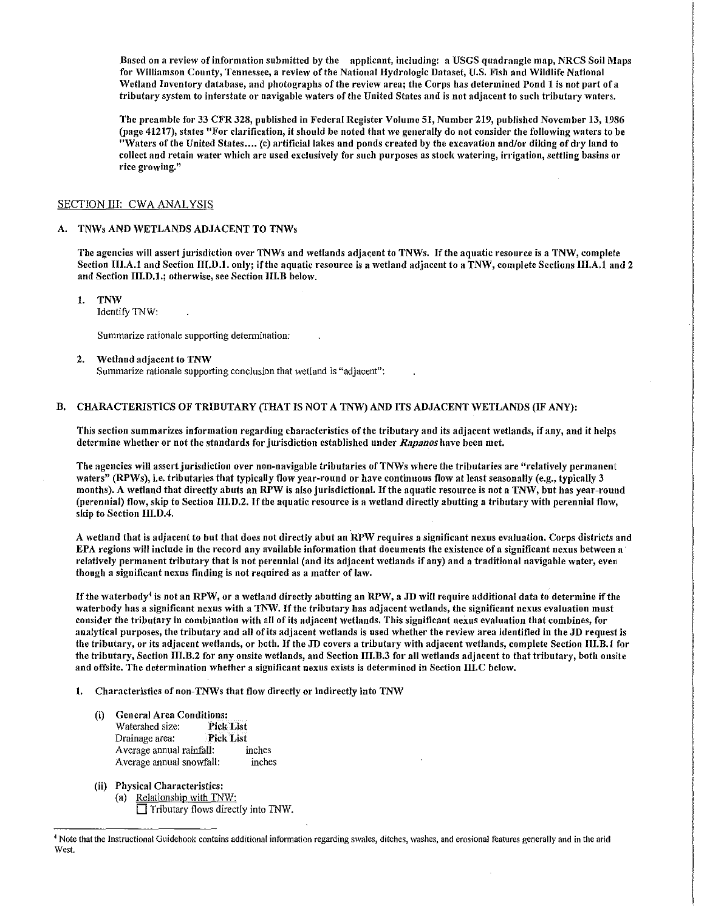Based on a review of information submitted by the applicant, including: a USGS quadrangle map, NRCS Soil Maps for Williamson County, Tennessee, a review of the National Hydrologic Dataset, U.S. Fish and Wildlife National Wetland Inventory database, and photographs of the review area; the Corps has determined Pond 1 is not part of a tributary system to interstate or navigable waters of the United States and is not adjacent to such tributary waters.

The preamble for 33 CFR 328, published in Federal Register Volume 51, Number 219, published November 13, 1986 (page 41217), states "For clarification, it should be noted that we generally do not consider the following waters to be "Waters of the United States.... (c) artificial lakes and ponds created by the excavation and/or diking of dry land to collect and retain water which are used exclusively for such purposes as stock watering, irrigation, settling basins or rice growing."

## SECTION III: CWA ANALYSIS

### A. TNWs AND WETLANDS ADJACENT TO TNWs

The agencies will assert jurisdiction over TNWs and wetlands adjacent to TNWs. If the aquatic resource is a TNW, complete Section III.A.1 and Section III.D.1. only; if the aquatic resource is a wetland adjacent to a TNW, complete Sections III.A.1 and 2 and Section III.D.1.; otherwise, see Section III.B below.

1. **TNW**
   Identify TNW: .

   Summarize rationale supporting determination: .

2. **Wetland adjacent to TNW**
   Summarize rationale supporting conclusion that wetland is "adjacent": .

### B. CHARACTERISTICS OF TRIBUTARY (THAT IS NOT A TNW) AND ITS ADJACENT WETLANDS (IF ANY):

This section summarizes information regarding characteristics of the tributary and its adjacent wetlands, if any, and it helps determine whether or not the standards for jurisdiction established under *Rapanos* have been met.

The agencies will assert jurisdiction over non-navigable tributaries of TNWs where the tributaries are "relatively permanent waters" (RPWs), i.e. tributaries that typically flow year-round or have continuous flow at least seasonally (e.g., typically 3 months). A wetland that directly abuts an RPW is also jurisdictional. If the aquatic resource is not a TNW, but has year-round (perennial) flow, skip to Section III.D.2. If the aquatic resource is a wetland directly abutting a tributary with perennial flow, skip to Section III.D.4.

A wetland that is adjacent to but that does not directly abut an RPW requires a significant nexus evaluation. Corps districts and EPA regions will include in the record any available information that documents the existence of a significant nexus between a relatively permanent tributary that is not perennial (and its adjacent wetlands if any) and a traditional navigable water, even though a significant nexus finding is not required as a matter of law.

If the waterbody[4] is not an RPW, or a wetland directly abutting an RPW, a JD will require additional data to determine if the waterbody has a significant nexus with a TNW. If the tributary has adjacent wetlands, the significant nexus evaluation must consider the tributary in combination with all of its adjacent wetlands. This significant nexus evaluation that combines, for analytical purposes, the tributary and all of its adjacent wetlands is used whether the review area identified in the JD request is the tributary, or its adjacent wetlands, or both. If the JD covers a tributary with adjacent wetlands, complete Section III.B.1 for the tributary, Section III.B.2 for any onsite wetlands, and Section III.B.3 for all wetlands adjacent to that tributary, both onsite and offsite. The determination whether a significant nexus exists is determined in Section III.C below.

1. **Characteristics of non-TNWs that flow directly or indirectly into TNW**

   (i) **General Area Conditions:**
   Watershed size: **Pick List**
   Drainage area: **Pick List**
   Average annual rainfall: inches
   Average annual snowfall: inches

   (ii) **Physical Characteristics:**
   (a) Relationship with TNW:
   ☐ Tributary flows directly into TNW.

---

[4] Note that the Instructional Guidebook contains additional information regarding swales, ditches, washes, and erosional features generally and in the arid West.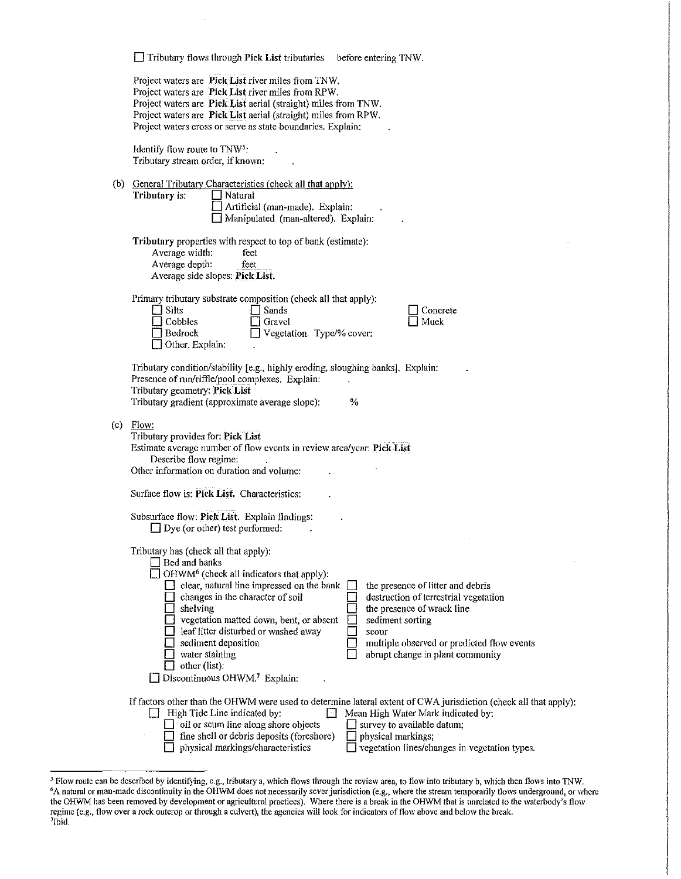☐ Tributary flows through **Pick List** tributaries before entering TNW.

Project waters are **Pick List** river miles from TNW.
Project waters are **Pick List** river miles from RPW.
Project waters are **Pick List** aerial (straight) miles from TNW.
Project waters are **Pick List** aerial (straight) miles from RPW.
Project waters cross or serve as state boundaries. Explain: .

Identify flow route to TNW[5]: .
Tributary stream order, if known: .

(b) General Tributary Characteristics (check all that apply):
**Tributary** is: ☐ Natural
☐ Artificial (man-made). Explain: .
☐ Manipulated (man-altered). Explain: .

**Tributary** properties with respect to top of bank (estimate):
Average width: feet
Average depth: feet
Average side slopes: **Pick List**.

Primary tributary substrate composition (check all that apply):

☐ Silts ☐ Sands ☐ Concrete
☐ Cobbles ☐ Gravel ☐ Muck
☐ Bedrock ☐ Vegetation. Type/% cover:
☐ Other. Explain: .

Tributary condition/stability [e.g., highly eroding, sloughing banks]. Explain: .
Presence of run/riffle/pool complexes. Explain: .
Tributary geometry: **Pick List**
Tributary gradient (approximate average slope): %

(c) Flow:
Tributary provides for: **Pick List**
Estimate average number of flow events in review area/year: **Pick List**
Describe flow regime: .
Other information on duration and volume: .

Surface flow is: **Pick List**. Characteristics: .

Subsurface flow: **Pick List**. Explain findings: .
☐ Dye (or other) test performed: .

Tributary has (check all that apply):
☐ Bed and banks
☐ OHWM[6] (check all indicators that apply):

☐ clear, natural line impressed on the bank ☐ the presence of litter and debris
☐ changes in the character of soil ☐ destruction of terrestrial vegetation
☐ shelving ☐ the presence of wrack line
☐ vegetation matted down, bent, or absent ☐ sediment sorting
☐ leaf litter disturbed or washed away ☐ scour
☐ sediment deposition ☐ multiple observed or predicted flow events
☐ water staining ☐ abrupt change in plant community
☐ other (list):

☐ Discontinuous OHWM.[7] Explain: .

If factors other than the OHWM were used to determine lateral extent of CWA jurisdiction (check all that apply):

☐ High Tide Line indicated by: ☐ Mean High Water Mark indicated by:
☐ oil or scum line along shore objects ☐ survey to available datum;
☐ fine shell or debris deposits (foreshore) ☐ physical markings;
☐ physical markings/characteristics ☐ vegetation lines/changes in vegetation types.

---

[5] Flow route can be described by identifying, e.g., tributary a, which flows through the review area, to flow into tributary b, which then flows into TNW.
[6] A natural or man-made discontinuity in the OHWM does not necessarily sever jurisdiction (e.g., where the stream temporarily flows underground, or where the OHWM has been removed by development or agricultural practices). Where there is a break in the OHWM that is unrelated to the waterbody's flow regime (e.g., flow over a rock outcrop or through a culvert), the agencies will look for indicators of flow above and below the break.
[7] Ibid.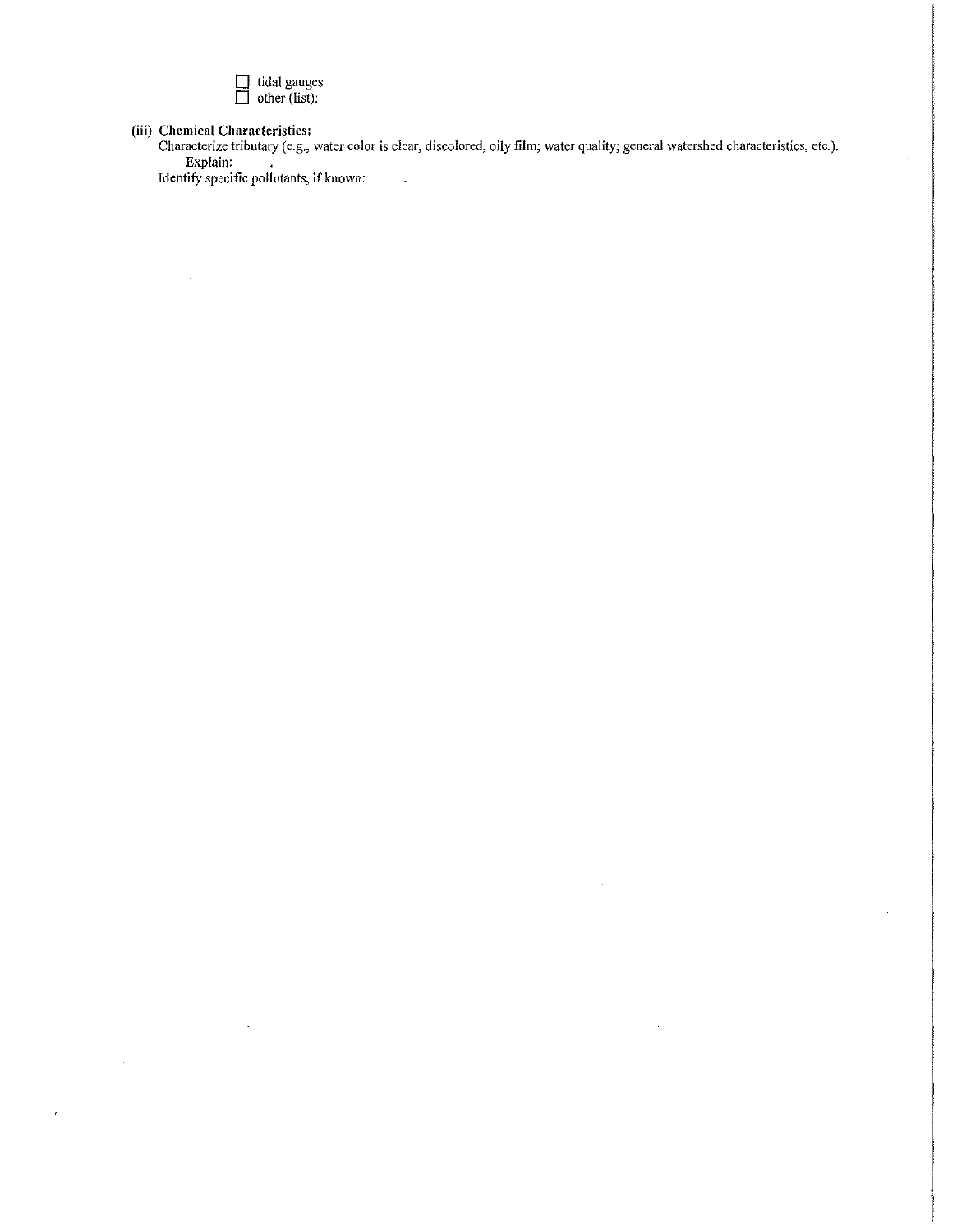☐ tidal gauges
☐ other (list):

**(iii) Chemical Characteristics:**

Characterize tributary (e.g., water color is clear, discolored, oily film; water quality; general watershed characteristics, etc.).
Explain: .

Identify specific pollutants, if known: .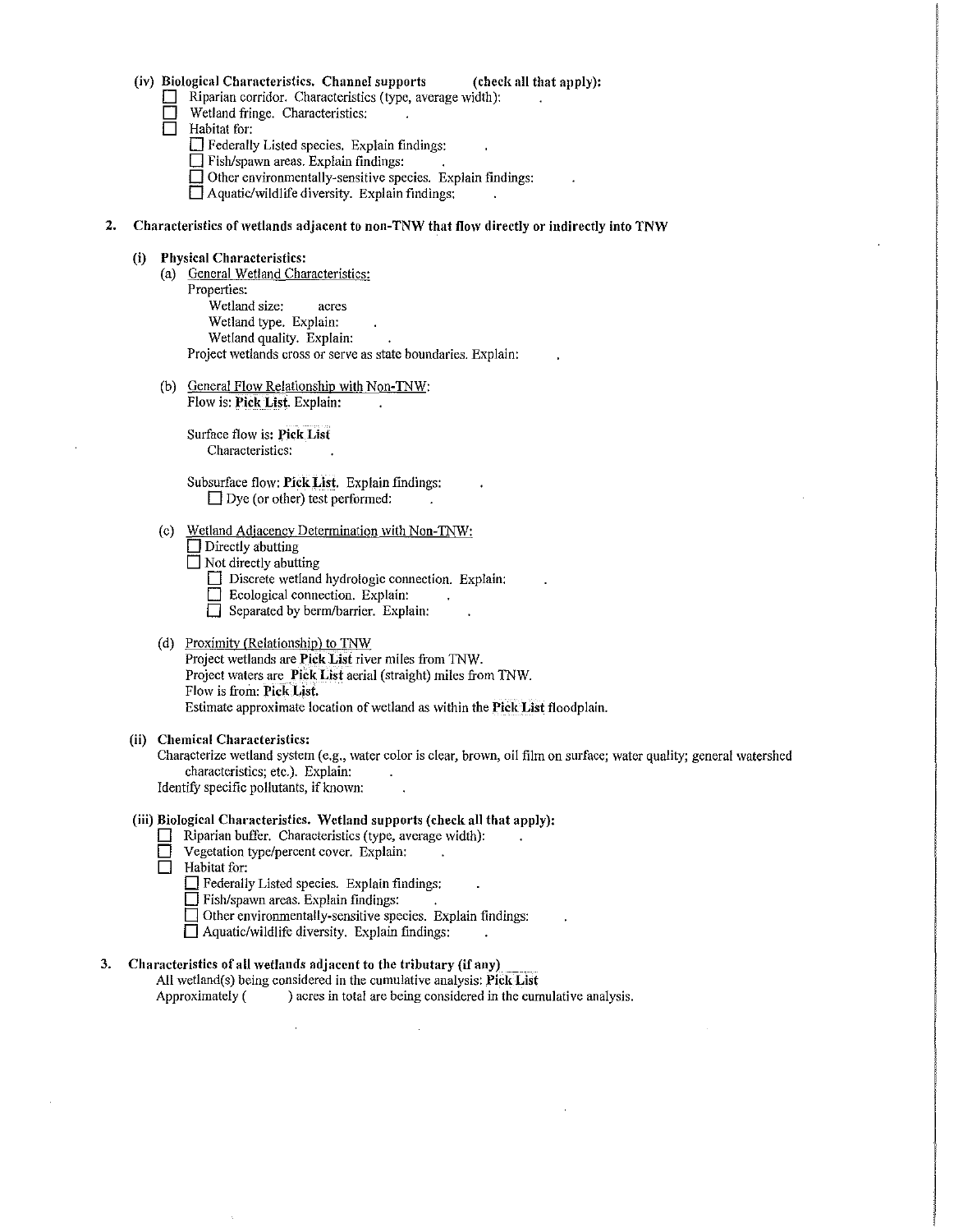(iv) **Biological Characteristics. Channel supports (check all that apply):**

- ☐ Riparian corridor. Characteristics (type, average width): .
- ☐ Wetland fringe. Characteristics: .
- ☐ Habitat for:
  - ☐ Federally Listed species. Explain findings: .
  - ☐ Fish/spawn areas. Explain findings: .
  - ☐ Other environmentally-sensitive species. Explain findings: .
  - ☐ Aquatic/wildlife diversity. Explain findings: .

**2. Characteristics of wetlands adjacent to non-TNW that flow directly or indirectly into TNW**

(i) **Physical Characteristics:**

(a) General Wetland Characteristics:

Properties:

Wetland size: acres

Wetland type. Explain: .

Wetland quality. Explain: .

Project wetlands cross or serve as state boundaries. Explain: .

(b) General Flow Relationship with Non-TNW:

Flow is: **Pick List**. Explain: .

Surface flow is: **Pick List**

Characteristics: .

Subsurface flow: **Pick List**. Explain findings: .

☐ Dye (or other) test performed: .

(c) Wetland Adjacency Determination with Non-TNW:

- ☐ Directly abutting
- ☐ Not directly abutting
  - ☐ Discrete wetland hydrologic connection. Explain: .
  - ☐ Ecological connection. Explain: .
  - ☐ Separated by berm/barrier. Explain: .

(d) Proximity (Relationship) to TNW

Project wetlands are **Pick List** river miles from TNW.

Project waters are **Pick List** aerial (straight) miles from TNW.

Flow is from: **Pick List.**

Estimate approximate location of wetland as within the **Pick List** floodplain.

(ii) **Chemical Characteristics:**

Characterize wetland system (e.g., water color is clear, brown, oil film on surface; water quality; general watershed characteristics; etc.). Explain: .

Identify specific pollutants, if known: .

(iii) **Biological Characteristics. Wetland supports (check all that apply):**

- ☐ Riparian buffer. Characteristics (type, average width): .
- ☐ Vegetation type/percent cover. Explain: .
- ☐ Habitat for:
  - ☐ Federally Listed species. Explain findings: .
  - ☐ Fish/spawn areas. Explain findings: .
  - ☐ Other environmentally-sensitive species. Explain findings: .
  - ☐ Aquatic/wildlife diversity. Explain findings: .

**3. Characteristics of all wetlands adjacent to the tributary (if any)**

All wetland(s) being considered in the cumulative analysis: **Pick List**

Approximately ( ) acres in total are being considered in the cumulative analysis.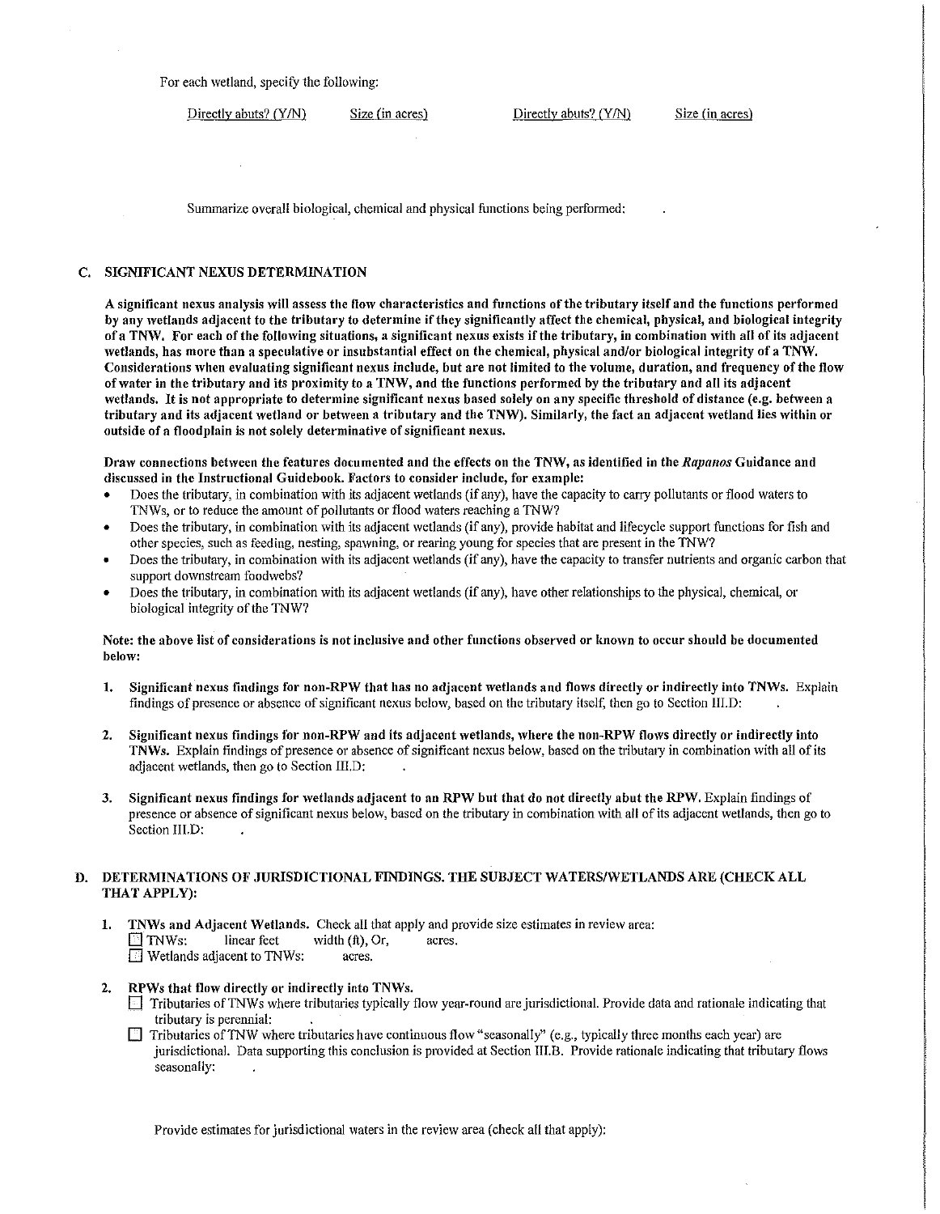For each wetland, specify the following:

| Directly abuts? (Y/N) | Size (in acres) | Directly abuts? (Y/N) | Size (in acres) |
|---|---|---|---|

Summarize overall biological, chemical and physical functions being performed: .

## C. SIGNIFICANT NEXUS DETERMINATION

**A significant nexus analysis will assess the flow characteristics and functions of the tributary itself and the functions performed by any wetlands adjacent to the tributary to determine if they significantly affect the chemical, physical, and biological integrity of a TNW. For each of the following situations, a significant nexus exists if the tributary, in combination with all of its adjacent wetlands, has more than a speculative or insubstantial effect on the chemical, physical and/or biological integrity of a TNW. Considerations when evaluating significant nexus include, but are not limited to the volume, duration, and frequency of the flow of water in the tributary and its proximity to a TNW, and the functions performed by the tributary and all its adjacent wetlands. It is not appropriate to determine significant nexus based solely on any specific threshold of distance (e.g. between a tributary and its adjacent wetland or between a tributary and the TNW). Similarly, the fact an adjacent wetland lies within or outside of a floodplain is not solely determinative of significant nexus.**

**Draw connections between the features documented and the effects on the TNW, as identified in the *Rapanos* Guidance and discussed in the Instructional Guidebook. Factors to consider include, for example:**

- Does the tributary, in combination with its adjacent wetlands (if any), have the capacity to carry pollutants or flood waters to TNWs, or to reduce the amount of pollutants or flood waters reaching a TNW?
- Does the tributary, in combination with its adjacent wetlands (if any), provide habitat and lifecycle support functions for fish and other species, such as feeding, nesting, spawning, or rearing young for species that are present in the TNW?
- Does the tributary, in combination with its adjacent wetlands (if any), have the capacity to transfer nutrients and organic carbon that support downstream foodwebs?
- Does the tributary, in combination with its adjacent wetlands (if any), have other relationships to the physical, chemical, or biological integrity of the TNW?

**Note: the above list of considerations is not inclusive and other functions observed or known to occur should be documented below:**

1. **Significant nexus findings for non-RPW that has no adjacent wetlands and flows directly or indirectly into TNWs.** Explain findings of presence or absence of significant nexus below, based on the tributary itself, then go to Section III.D: .

2. **Significant nexus findings for non-RPW and its adjacent wetlands, where the non-RPW flows directly or indirectly into TNWs.** Explain findings of presence or absence of significant nexus below, based on the tributary in combination with all of its adjacent wetlands, then go to Section III.D: .

3. **Significant nexus findings for wetlands adjacent to an RPW but that do not directly abut the RPW.** Explain findings of presence or absence of significant nexus below, based on the tributary in combination with all of its adjacent wetlands, then go to Section III.D: .

## D. DETERMINATIONS OF JURISDICTIONAL FINDINGS. THE SUBJECT WATERS/WETLANDS ARE (CHECK ALL THAT APPLY):

1. **TNWs and Adjacent Wetlands.** Check all that apply and provide size estimates in review area:
   - ☐ TNWs: linear feet width (ft), Or, acres.
   - ☐ Wetlands adjacent to TNWs: acres.

2. **RPWs that flow directly or indirectly into TNWs.**
   - ☐ Tributaries of TNWs where tributaries typically flow year-round are jurisdictional. Provide data and rationale indicating that tributary is perennial: .
   - ☐ Tributaries of TNW where tributaries have continuous flow "seasonally" (e.g., typically three months each year) are jurisdictional. Data supporting this conclusion is provided at Section III.B. Provide rationale indicating that tributary flows seasonally: .

   Provide estimates for jurisdictional waters in the review area (check all that apply):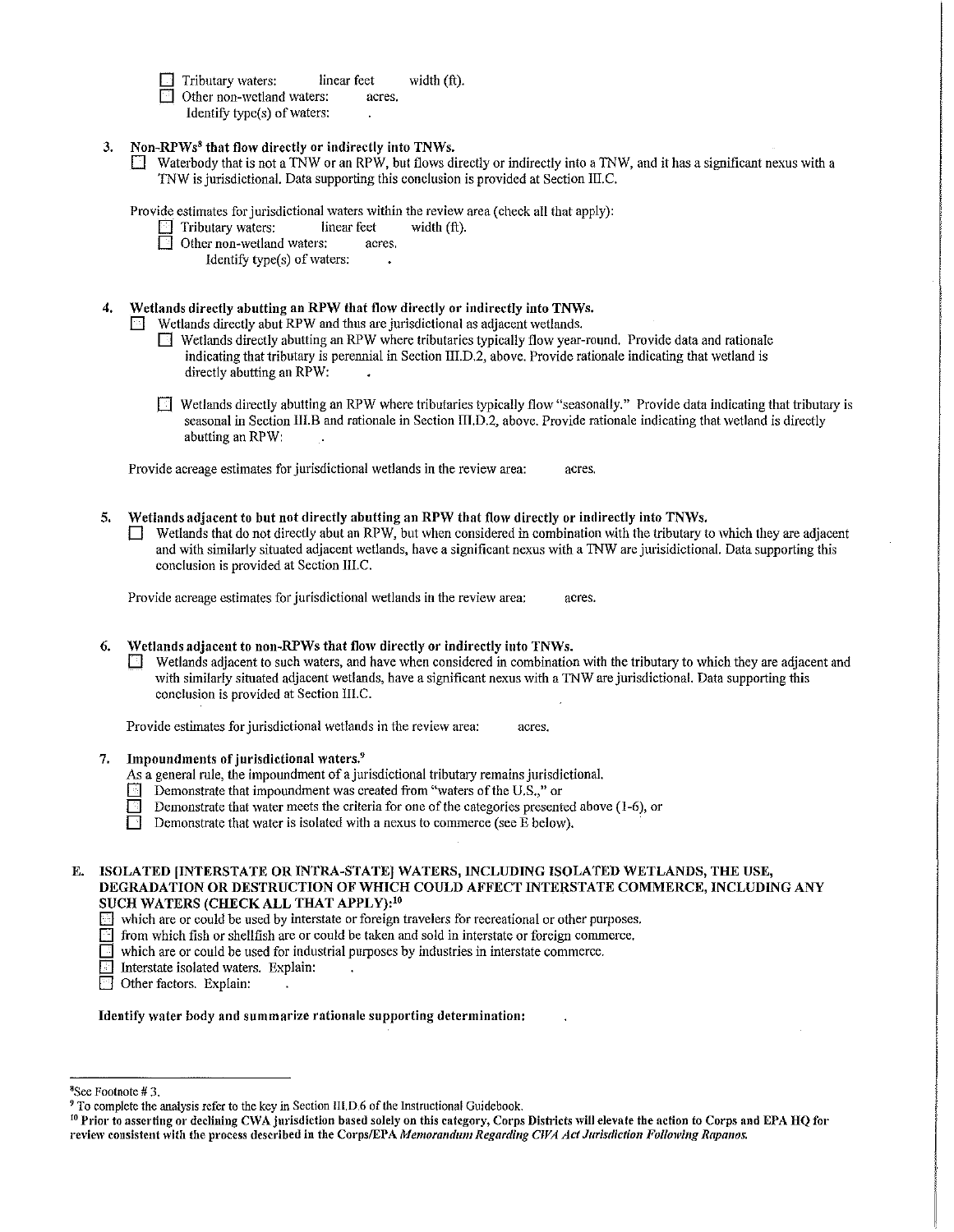☐ Tributary waters: linear feet width (ft).
☐ Other non-wetland waters: acres.
Identify type(s) of waters: .

3. **Non-RPWs[8] that flow directly or indirectly into TNWs.**
   ☐ Waterbody that is not a TNW or an RPW, but flows directly or indirectly into a TNW, and it has a significant nexus with a TNW is jurisdictional. Data supporting this conclusion is provided at Section III.C.

   Provide estimates for jurisdictional waters within the review area (check all that apply):
   ☐ Tributary waters: linear feet width (ft).
   ☐ Other non-wetland waters: acres.
   Identify type(s) of waters: .

4. **Wetlands directly abutting an RPW that flow directly or indirectly into TNWs.**
   ☐ Wetlands directly abut RPW and thus are jurisdictional as adjacent wetlands.
   ☐ Wetlands directly abutting an RPW where tributaries typically flow year-round. Provide data and rationale indicating that tributary is perennial in Section III.D.2, above. Provide rationale indicating that wetland is directly abutting an RPW: .

   ☐ Wetlands directly abutting an RPW where tributaries typically flow "seasonally." Provide data indicating that tributary is seasonal in Section III.B and rationale in Section III.D.2, above. Provide rationale indicating that wetland is directly abutting an RPW: .

   Provide acreage estimates for jurisdictional wetlands in the review area: acres.

5. **Wetlands adjacent to but not directly abutting an RPW that flow directly or indirectly into TNWs.**
   ☐ Wetlands that do not directly abut an RPW, but when considered in combination with the tributary to which they are adjacent and with similarly situated adjacent wetlands, have a significant nexus with a TNW are jurisidictional. Data supporting this conclusion is provided at Section III.C.

   Provide acreage estimates for jurisdictional wetlands in the review area: acres.

6. **Wetlands adjacent to non-RPWs that flow directly or indirectly into TNWs.**
   ☐ Wetlands adjacent to such waters, and have when considered in combination with the tributary to which they are adjacent and with similarly situated adjacent wetlands, have a significant nexus with a TNW are jurisdictional. Data supporting this conclusion is provided at Section III.C.

   Provide estimates for jurisdictional wetlands in the review area: acres.

7. **Impoundments of jurisdictional waters.[9]**
   As a general rule, the impoundment of a jurisdictional tributary remains jurisdictional.
   ☐ Demonstrate that impoundment was created from "waters of the U.S.," or
   ☐ Demonstrate that water meets the criteria for one of the categories presented above (1-6), or
   ☐ Demonstrate that water is isolated with a nexus to commerce (see E below).

**E. ISOLATED [INTERSTATE OR INTRA-STATE] WATERS, INCLUDING ISOLATED WETLANDS, THE USE, DEGRADATION OR DESTRUCTION OF WHICH COULD AFFECT INTERSTATE COMMERCE, INCLUDING ANY SUCH WATERS (CHECK ALL THAT APPLY):[10]**

☐ which are or could be used by interstate or foreign travelers for recreational or other purposes.
☐ from which fish or shellfish are or could be taken and sold in interstate or foreign commerce.
☐ which are or could be used for industrial purposes by industries in interstate commerce.
☐ Interstate isolated waters. Explain: .
☐ Other factors. Explain: .

**Identify water body and summarize rationale supporting determination:** .

---

[8] See Footnote # 3.

[9] To complete the analysis refer to the key in Section III.D.6 of the Instructional Guidebook.

[10] **Prior to asserting or declining CWA jurisdiction based solely on this category, Corps Districts will elevate the action to Corps and EPA HQ for review consistent with the process described in the Corps/EPA *Memorandum Regarding CWA Act Jurisdiction Following Rapanos.***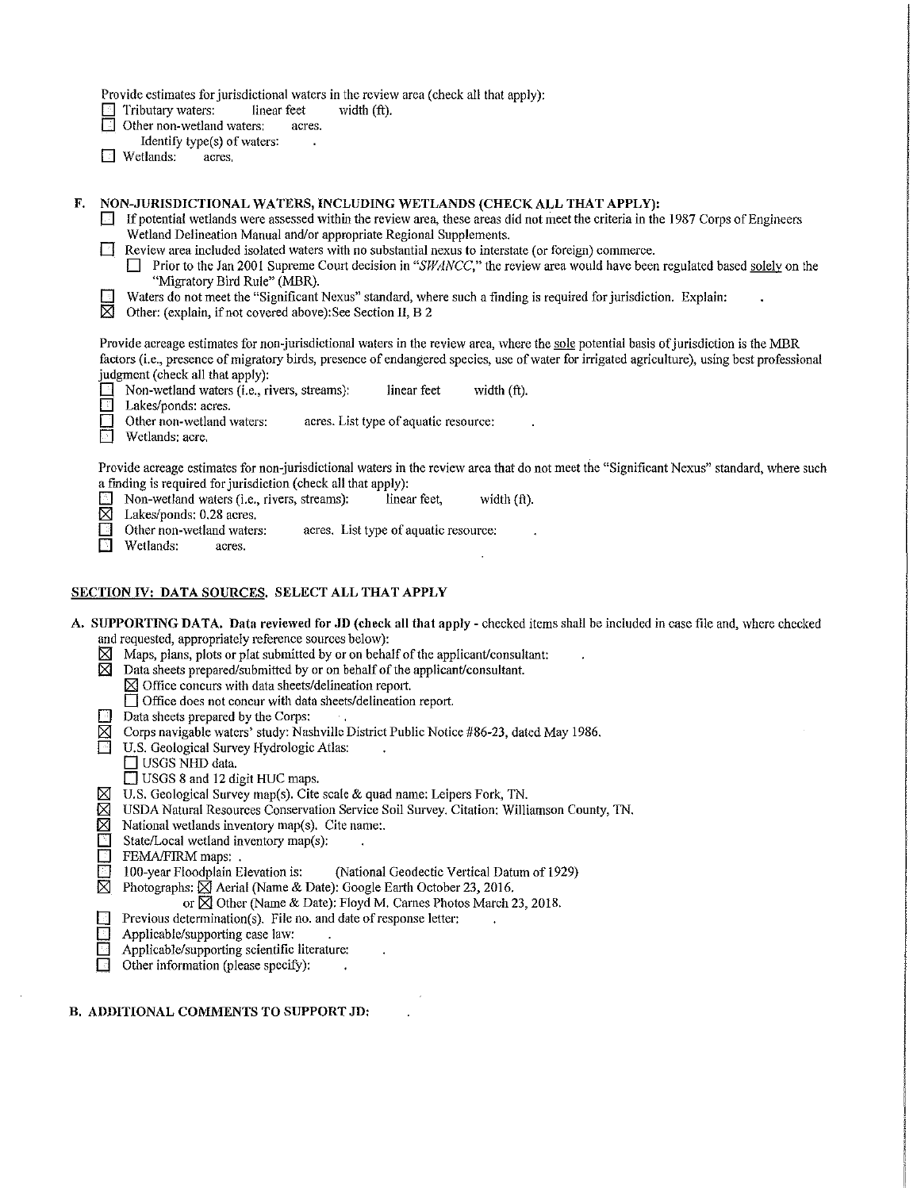Provide estimates for jurisdictional waters in the review area (check all that apply):

- ☐ Tributary waters: linear feet width (ft).
- ☐ Other non-wetland waters: acres.
  - Identify type(s) of waters: .
- ☐ Wetlands: acres.

**F. NON-JURISDICTIONAL WATERS, INCLUDING WETLANDS (CHECK ALL THAT APPLY):**

- ☐ If potential wetlands were assessed within the review area, these areas did not meet the criteria in the 1987 Corps of Engineers Wetland Delineation Manual and/or appropriate Regional Supplements.
- ☐ Review area included isolated waters with no substantial nexus to interstate (or foreign) commerce.
  - ☐ Prior to the Jan 2001 Supreme Court decision in "*SWANCC*," the review area would have been regulated based solely on the "Migratory Bird Rule" (MBR).
- ☐ Waters do not meet the "Significant Nexus" standard, where such a finding is required for jurisdiction. Explain: .
- ☒ Other: (explain, if not covered above):See Section II, B 2

Provide acreage estimates for non-jurisdictional waters in the review area, where the sole potential basis of jurisdiction is the MBR factors (i.e., presence of migratory birds, presence of endangered species, use of water for irrigated agriculture), using best professional judgment (check all that apply):

- ☐ Non-wetland waters (i.e., rivers, streams): linear feet width (ft).
- ☐ Lakes/ponds: acres.
- ☐ Other non-wetland waters: acres. List type of aquatic resource: .
- ☐ Wetlands: acre.

Provide acreage estimates for non-jurisdictional waters in the review area that do not meet the "Significant Nexus" standard, where such a finding is required for jurisdiction (check all that apply):

- ☐ Non-wetland waters (i.e., rivers, streams): linear feet, width (ft).
- ☒ Lakes/ponds: 0.28 acres.
- ☐ Other non-wetland waters: acres. List type of aquatic resource: .
- ☐ Wetlands: acres.

## SECTION IV: DATA SOURCES. SELECT ALL THAT APPLY

**A. SUPPORTING DATA. Data reviewed for JD (check all that apply** - checked items shall be included in case file and, where checked and requested, appropriately reference sources below):

- ☒ Maps, plans, plots or plat submitted by or on behalf of the applicant/consultant: .
- ☒ Data sheets prepared/submitted by or on behalf of the applicant/consultant.
  - ☒ Office concurs with data sheets/delineation report.
  - ☐ Office does not concur with data sheets/delineation report.
- ☐ Data sheets prepared by the Corps: .
- ☒ Corps navigable waters' study: Nashville District Public Notice #86-23, dated May 1986.
- ☐ U.S. Geological Survey Hydrologic Atlas: .
  - ☐ USGS NHD data.
  - ☐ USGS 8 and 12 digit HUC maps.
- ☒ U.S. Geological Survey map(s). Cite scale & quad name: Leipers Fork, TN.
- ☒ USDA Natural Resources Conservation Service Soil Survey. Citation: Williamson County, TN.
- ☒ National wetlands inventory map(s). Cite name:.
- ☐ State/Local wetland inventory map(s): .
- ☐ FEMA/FIRM maps: .
- ☐ 100-year Floodplain Elevation is: (National Geodectic Vertical Datum of 1929)
- ☒ Photographs: ☒ Aerial (Name & Date): Google Earth October 23, 2016.
  - or ☒ Other (Name & Date): Floyd M. Carnes Photos March 23, 2018.
- ☐ Previous determination(s). File no. and date of response letter: .
- ☐ Applicable/supporting case law: .
- ☐ Applicable/supporting scientific literature: .
- ☐ Other information (please specify): .

**B. ADDITIONAL COMMENTS TO SUPPORT JD:** .